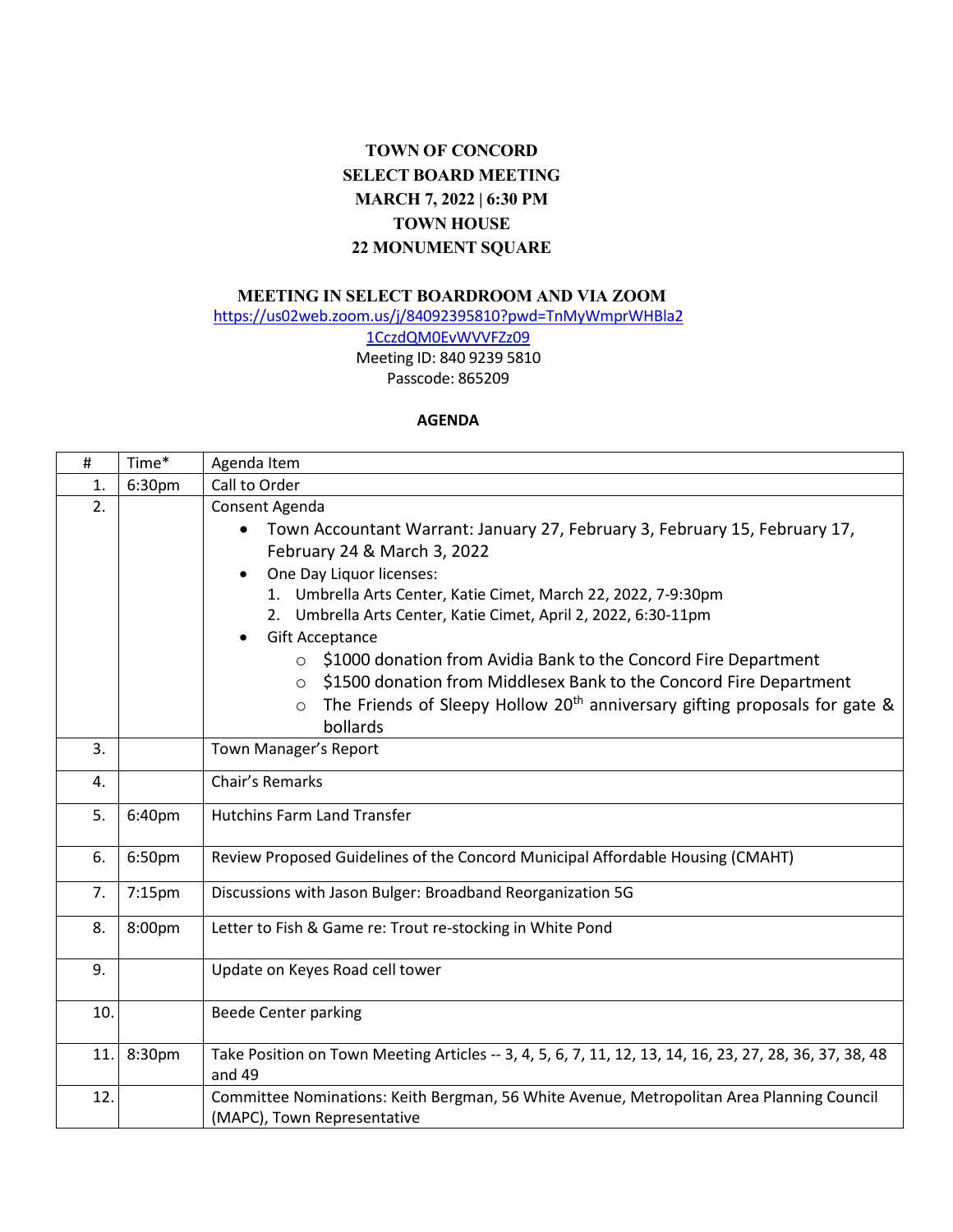**TOWN OF CONCORD**
**SELECT BOARD MEETING**
**MARCH 7, 2022 | 6:30 PM**
**TOWN HOUSE**
**22 MONUMENT SQUARE**

**MEETING IN SELECT BOARDROOM AND VIA ZOOM**

https://us02web.zoom.us/j/84092395810?pwd=TnMyWmprWHBla21CczdQM0EvWVVFZz09

Meeting ID: 840 9239 5810
Passcode: 865209

**AGENDA**

| # | Time* | Agenda Item |
|---|---|---|
| 1. | 6:30pm | Call to Order |
| 2. | | Consent Agenda<br>• Town Accountant Warrant: January 27, February 3, February 15, February 17, February 24 & March 3, 2022<br>• One Day Liquor licenses:<br>1. Umbrella Arts Center, Katie Cimet, March 22, 2022, 7-9:30pm<br>2. Umbrella Arts Center, Katie Cimet, April 2, 2022, 6:30-11pm<br>• Gift Acceptance<br>○ $1000 donation from Avidia Bank to the Concord Fire Department<br>○ $1500 donation from Middlesex Bank to the Concord Fire Department<br>○ The Friends of Sleepy Hollow 20th anniversary gifting proposals for gate & bollards |
| 3. | | Town Manager's Report |
| 4. | | Chair's Remarks |
| 5. | 6:40pm | Hutchins Farm Land Transfer |
| 6. | 6:50pm | Review Proposed Guidelines of the Concord Municipal Affordable Housing (CMAHT) |
| 7. | 7:15pm | Discussions with Jason Bulger: Broadband Reorganization 5G |
| 8. | 8:00pm | Letter to Fish & Game re: Trout re-stocking in White Pond |
| 9. | | Update on Keyes Road cell tower |
| 10. | | Beede Center parking |
| 11. | 8:30pm | Take Position on Town Meeting Articles -- 3, 4, 5, 6, 7, 11, 12, 13, 14, 16, 23, 27, 28, 36, 37, 38, 48 and 49 |
| 12. | | Committee Nominations: Keith Bergman, 56 White Avenue, Metropolitan Area Planning Council (MAPC), Town Representative |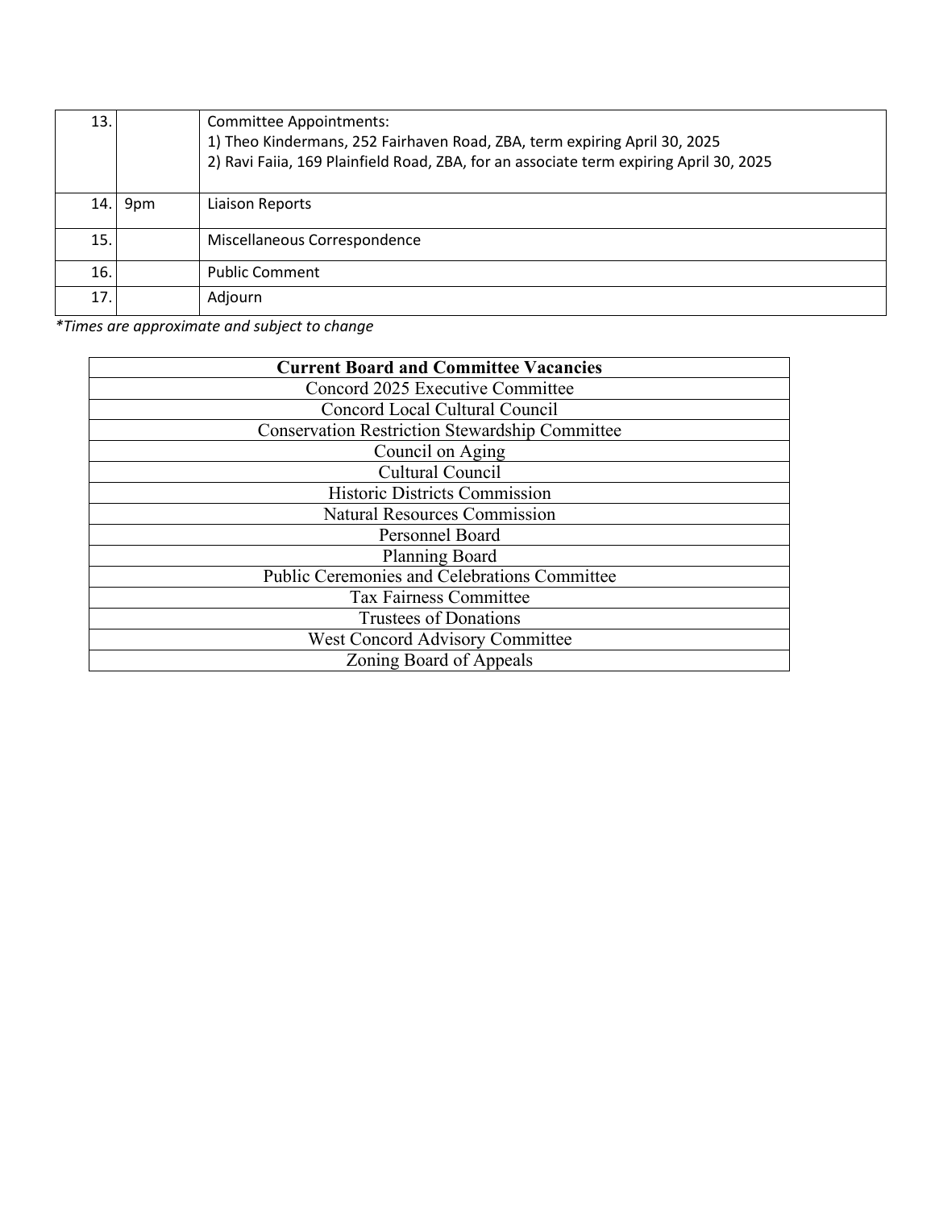| | | |
|---|---|---|
| 13. | | Committee Appointments:<br>1) Theo Kindermans, 252 Fairhaven Road, ZBA, term expiring April 30, 2025<br>2) Ravi Faiia, 169 Plainfield Road, ZBA, for an associate term expiring April 30, 2025 |
| 14. | 9pm | Liaison Reports |
| 15. | | Miscellaneous Correspondence |
| 16. | | Public Comment |
| 17. | | Adjourn |

*Times are approximate and subject to change

| **Current Board and Committee Vacancies** |
|---|
| Concord 2025 Executive Committee |
| Concord Local Cultural Council |
| Conservation Restriction Stewardship Committee |
| Council on Aging |
| Cultural Council |
| Historic Districts Commission |
| Natural Resources Commission |
| Personnel Board |
| Planning Board |
| Public Ceremonies and Celebrations Committee |
| Tax Fairness Committee |
| Trustees of Donations |
| West Concord Advisory Committee |
| Zoning Board of Appeals |